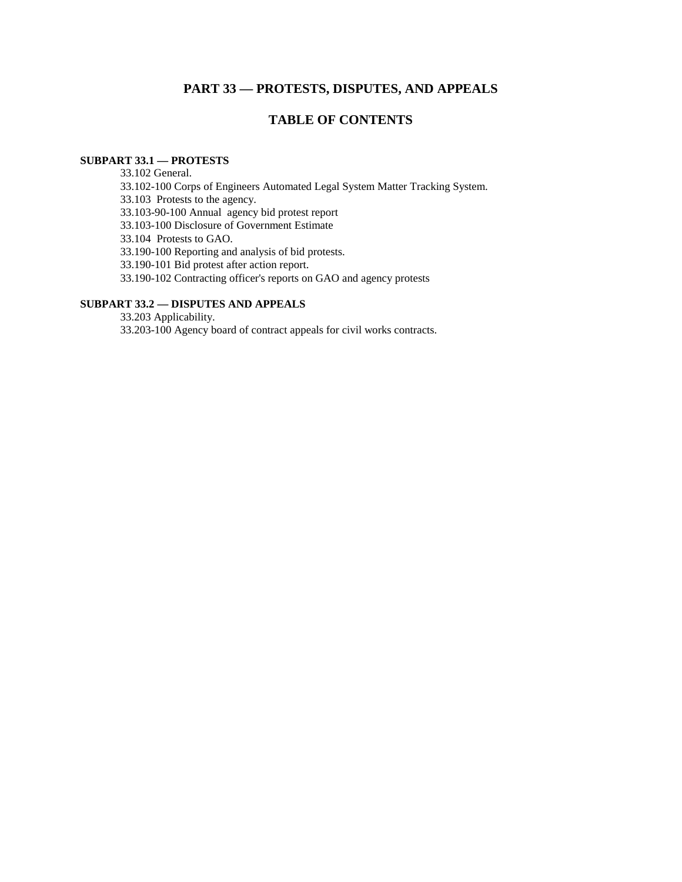# PART 33 — PROTESTS, DISPUTES, AND APPEALS

## TABLE OF CONTENTS

**SUBPART 33.1 — PROTESTS**

- 33.102 General.
- 33.102-100 Corps of Engineers Automated Legal System Matter Tracking System.
- 33.103 Protests to the agency.
- 33.103-90-100 Annual agency bid protest report
- 33.103-100 Disclosure of Government Estimate
- 33.104 Protests to GAO.
- 33.190-100 Reporting and analysis of bid protests.
- 33.190-101 Bid protest after action report.
- 33.190-102 Contracting officer's reports on GAO and agency protests

**SUBPART 33.2 — DISPUTES AND APPEALS**

- 33.203 Applicability.
- 33.203-100 Agency board of contract appeals for civil works contracts.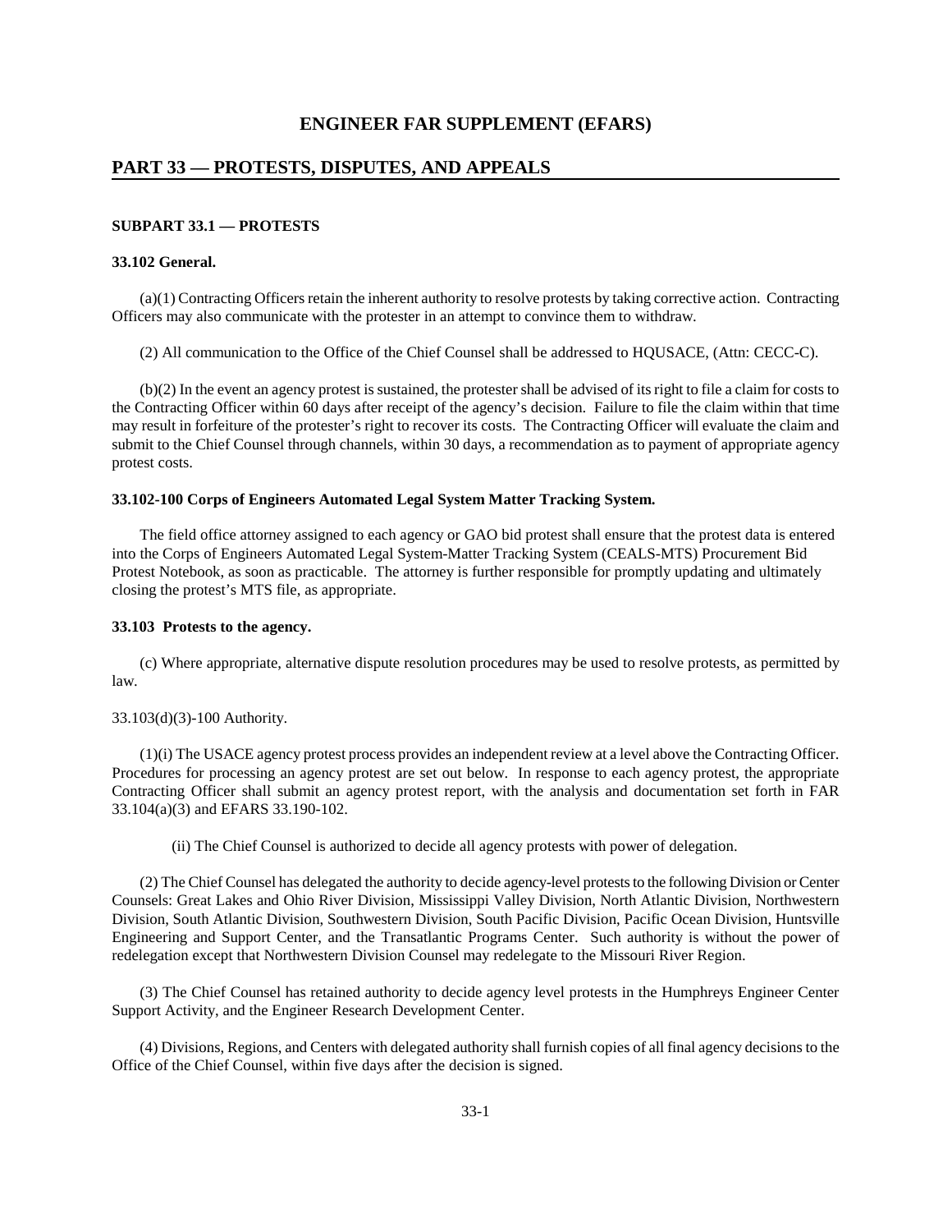# ENGINEER FAR SUPPLEMENT (EFARS)

## PART 33 — PROTESTS, DISPUTES, AND APPEALS

### SUBPART 33.1 — PROTESTS

**33.102 General.**

(a)(1) Contracting Officers retain the inherent authority to resolve protests by taking corrective action. Contracting Officers may also communicate with the protester in an attempt to convince them to withdraw.

(2) All communication to the Office of the Chief Counsel shall be addressed to HQUSACE, (Attn: CECC-C).

(b)(2) In the event an agency protest is sustained, the protester shall be advised of its right to file a claim for costs to the Contracting Officer within 60 days after receipt of the agency's decision. Failure to file the claim within that time may result in forfeiture of the protester's right to recover its costs. The Contracting Officer will evaluate the claim and submit to the Chief Counsel through channels, within 30 days, a recommendation as to payment of appropriate agency protest costs.

**33.102-100 Corps of Engineers Automated Legal System Matter Tracking System.**

The field office attorney assigned to each agency or GAO bid protest shall ensure that the protest data is entered into the Corps of Engineers Automated Legal System-Matter Tracking System (CEALS-MTS) Procurement Bid Protest Notebook, as soon as practicable. The attorney is further responsible for promptly updating and ultimately closing the protest's MTS file, as appropriate.

**33.103 Protests to the agency.**

(c) Where appropriate, alternative dispute resolution procedures may be used to resolve protests, as permitted by law.

33.103(d)(3)-100 Authority.

(1)(i) The USACE agency protest process provides an independent review at a level above the Contracting Officer. Procedures for processing an agency protest are set out below. In response to each agency protest, the appropriate Contracting Officer shall submit an agency protest report, with the analysis and documentation set forth in FAR 33.104(a)(3) and EFARS 33.190-102.

(ii) The Chief Counsel is authorized to decide all agency protests with power of delegation.

(2) The Chief Counsel has delegated the authority to decide agency-level protests to the following Division or Center Counsels: Great Lakes and Ohio River Division, Mississippi Valley Division, North Atlantic Division, Northwestern Division, South Atlantic Division, Southwestern Division, South Pacific Division, Pacific Ocean Division, Huntsville Engineering and Support Center, and the Transatlantic Programs Center. Such authority is without the power of redelegation except that Northwestern Division Counsel may redelegate to the Missouri River Region.

(3) The Chief Counsel has retained authority to decide agency level protests in the Humphreys Engineer Center Support Activity, and the Engineer Research Development Center.

(4) Divisions, Regions, and Centers with delegated authority shall furnish copies of all final agency decisions to the Office of the Chief Counsel, within five days after the decision is signed.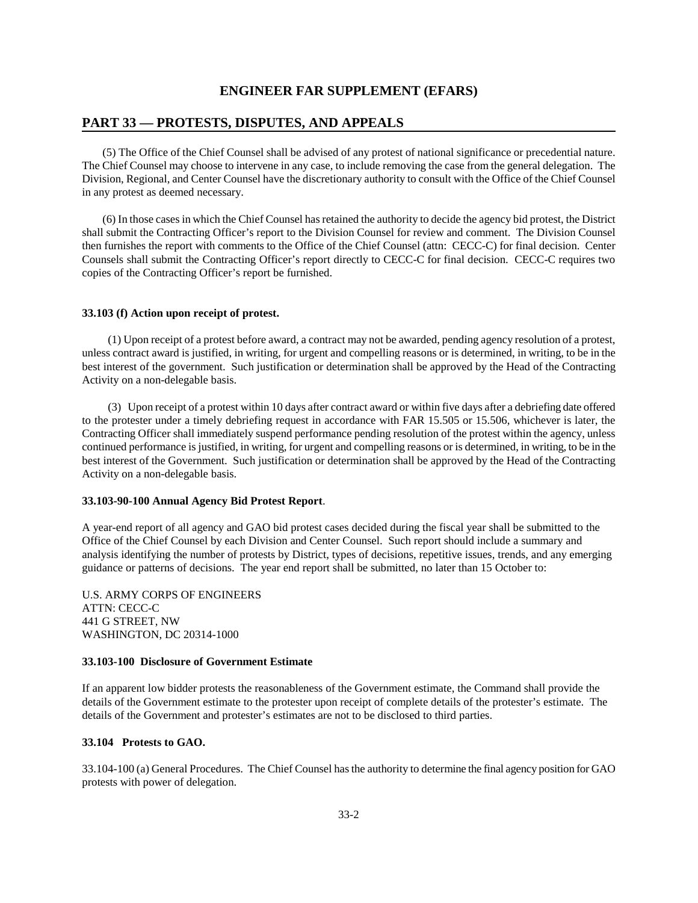(5) The Office of the Chief Counsel shall be advised of any protest of national significance or precedential nature. The Chief Counsel may choose to intervene in any case, to include removing the case from the general delegation. The Division, Regional, and Center Counsel have the discretionary authority to consult with the Office of the Chief Counsel in any protest as deemed necessary.

(6) In those cases in which the Chief Counsel has retained the authority to decide the agency bid protest, the District shall submit the Contracting Officer's report to the Division Counsel for review and comment. The Division Counsel then furnishes the report with comments to the Office of the Chief Counsel (attn: CECC-C) for final decision. Center Counsels shall submit the Contracting Officer's report directly to CECC-C for final decision. CECC-C requires two copies of the Contracting Officer's report be furnished.

**33.103 (f) Action upon receipt of protest.**

(1) Upon receipt of a protest before award, a contract may not be awarded, pending agency resolution of a protest, unless contract award is justified, in writing, for urgent and compelling reasons or is determined, in writing, to be in the best interest of the government. Such justification or determination shall be approved by the Head of the Contracting Activity on a non-delegable basis.

(3) Upon receipt of a protest within 10 days after contract award or within five days after a debriefing date offered to the protester under a timely debriefing request in accordance with FAR 15.505 or 15.506, whichever is later, the Contracting Officer shall immediately suspend performance pending resolution of the protest within the agency, unless continued performance is justified, in writing, for urgent and compelling reasons or is determined, in writing, to be in the best interest of the Government. Such justification or determination shall be approved by the Head of the Contracting Activity on a non-delegable basis.

**33.103-90-100 Annual Agency Bid Protest Report**.

A year-end report of all agency and GAO bid protest cases decided during the fiscal year shall be submitted to the Office of the Chief Counsel by each Division and Center Counsel. Such report should include a summary and analysis identifying the number of protests by District, types of decisions, repetitive issues, trends, and any emerging guidance or patterns of decisions. The year end report shall be submitted, no later than 15 October to:

U.S. ARMY CORPS OF ENGINEERS
ATTN: CECC-C
441 G STREET, NW
WASHINGTON, DC 20314-1000

**33.103-100 Disclosure of Government Estimate**

If an apparent low bidder protests the reasonableness of the Government estimate, the Command shall provide the details of the Government estimate to the protester upon receipt of complete details of the protester's estimate. The details of the Government and protester's estimates are not to be disclosed to third parties.

**33.104 Protests to GAO.**

33.104-100 (a) General Procedures. The Chief Counsel has the authority to determine the final agency position for GAO protests with power of delegation.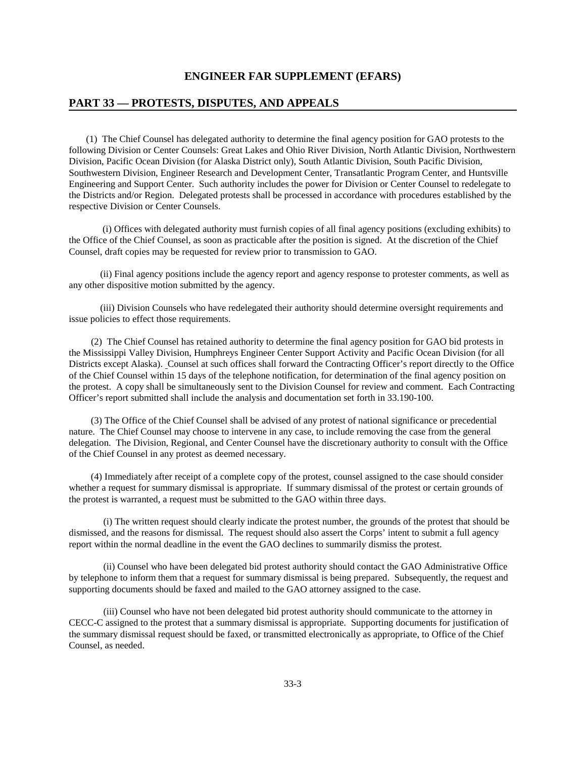# ENGINEER FAR SUPPLEMENT (EFARS)

## PART 33 — PROTESTS, DISPUTES, AND APPEALS

(1) The Chief Counsel has delegated authority to determine the final agency position for GAO protests to the following Division or Center Counsels: Great Lakes and Ohio River Division, North Atlantic Division, Northwestern Division, Pacific Ocean Division (for Alaska District only), South Atlantic Division, South Pacific Division, Southwestern Division, Engineer Research and Development Center, Transatlantic Program Center, and Huntsville Engineering and Support Center. Such authority includes the power for Division or Center Counsel to redelegate to the Districts and/or Region. Delegated protests shall be processed in accordance with procedures established by the respective Division or Center Counsels.

(i) Offices with delegated authority must furnish copies of all final agency positions (excluding exhibits) to the Office of the Chief Counsel, as soon as practicable after the position is signed. At the discretion of the Chief Counsel, draft copies may be requested for review prior to transmission to GAO.

(ii) Final agency positions include the agency report and agency response to protester comments, as well as any other dispositive motion submitted by the agency.

(iii) Division Counsels who have redelegated their authority should determine oversight requirements and issue policies to effect those requirements.

(2) The Chief Counsel has retained authority to determine the final agency position for GAO bid protests in the Mississippi Valley Division, Humphreys Engineer Center Support Activity and Pacific Ocean Division (for all Districts except Alaska). Counsel at such offices shall forward the Contracting Officer's report directly to the Office of the Chief Counsel within 15 days of the telephone notification, for determination of the final agency position on the protest. A copy shall be simultaneously sent to the Division Counsel for review and comment. Each Contracting Officer's report submitted shall include the analysis and documentation set forth in 33.190-100.

(3) The Office of the Chief Counsel shall be advised of any protest of national significance or precedential nature. The Chief Counsel may choose to intervene in any case, to include removing the case from the general delegation. The Division, Regional, and Center Counsel have the discretionary authority to consult with the Office of the Chief Counsel in any protest as deemed necessary.

(4) Immediately after receipt of a complete copy of the protest, counsel assigned to the case should consider whether a request for summary dismissal is appropriate. If summary dismissal of the protest or certain grounds of the protest is warranted, a request must be submitted to the GAO within three days.

(i) The written request should clearly indicate the protest number, the grounds of the protest that should be dismissed, and the reasons for dismissal. The request should also assert the Corps' intent to submit a full agency report within the normal deadline in the event the GAO declines to summarily dismiss the protest.

(ii) Counsel who have been delegated bid protest authority should contact the GAO Administrative Office by telephone to inform them that a request for summary dismissal is being prepared. Subsequently, the request and supporting documents should be faxed and mailed to the GAO attorney assigned to the case.

(iii) Counsel who have not been delegated bid protest authority should communicate to the attorney in CECC-C assigned to the protest that a summary dismissal is appropriate. Supporting documents for justification of the summary dismissal request should be faxed, or transmitted electronically as appropriate, to Office of the Chief Counsel, as needed.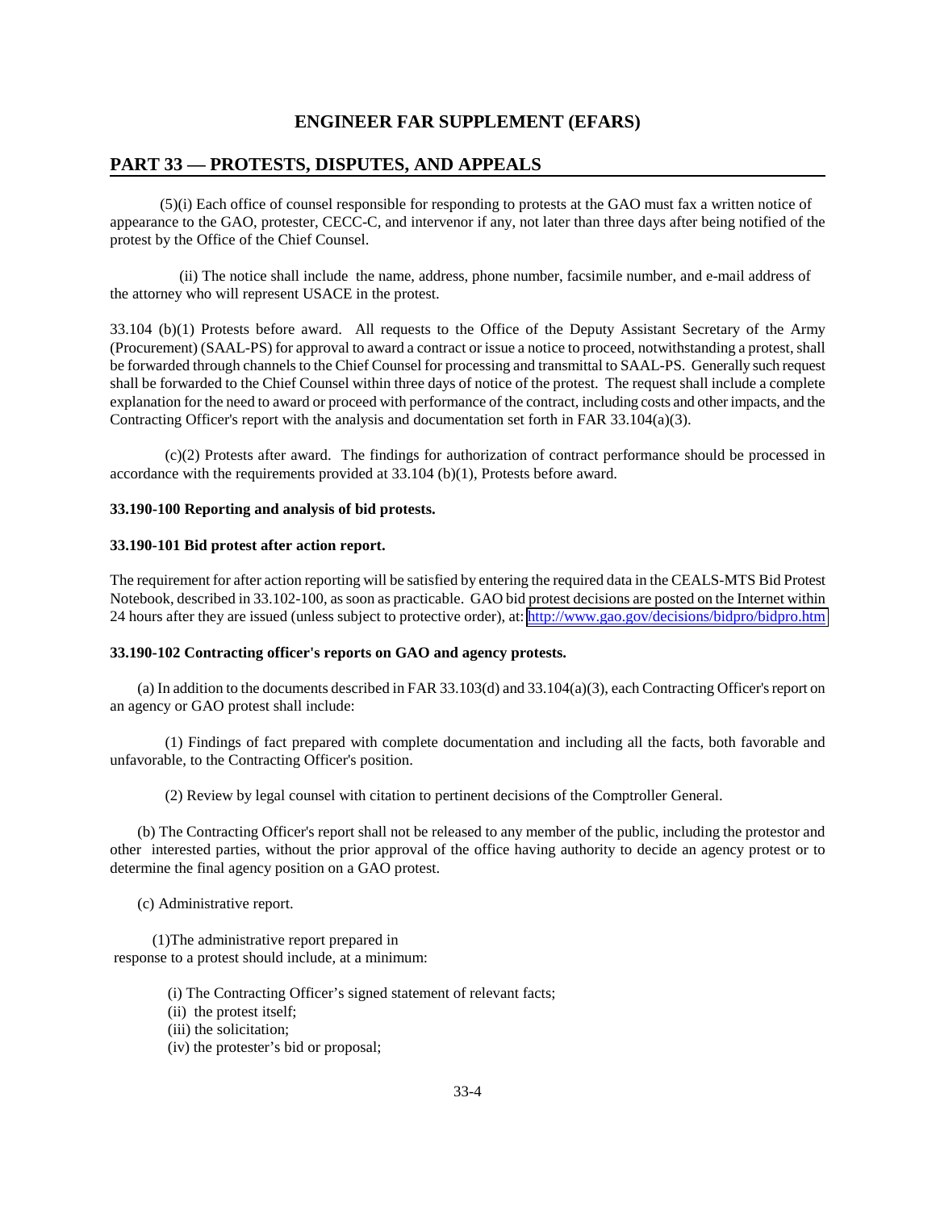(5)(i) Each office of counsel responsible for responding to protests at the GAO must fax a written notice of appearance to the GAO, protester, CECC-C, and intervenor if any, not later than three days after being notified of the protest by the Office of the Chief Counsel.

(ii) The notice shall include the name, address, phone number, facsimile number, and e-mail address of the attorney who will represent USACE in the protest.

33.104 (b)(1) Protests before award. All requests to the Office of the Deputy Assistant Secretary of the Army (Procurement) (SAAL-PS) for approval to award a contract or issue a notice to proceed, notwithstanding a protest, shall be forwarded through channels to the Chief Counsel for processing and transmittal to SAAL-PS. Generally such request shall be forwarded to the Chief Counsel within three days of notice of the protest. The request shall include a complete explanation for the need to award or proceed with performance of the contract, including costs and other impacts, and the Contracting Officer's report with the analysis and documentation set forth in FAR 33.104(a)(3).

(c)(2) Protests after award. The findings for authorization of contract performance should be processed in accordance with the requirements provided at 33.104 (b)(1), Protests before award.

**33.190-100 Reporting and analysis of bid protests.**

**33.190-101 Bid protest after action report.**

The requirement for after action reporting will be satisfied by entering the required data in the CEALS-MTS Bid Protest Notebook, described in 33.102-100, as soon as practicable. GAO bid protest decisions are posted on the Internet within 24 hours after they are issued (unless subject to protective order), at: http://www.gao.gov/decisions/bidpro/bidpro.htm

**33.190-102 Contracting officer's reports on GAO and agency protests.**

(a) In addition to the documents described in FAR 33.103(d) and 33.104(a)(3), each Contracting Officer's report on an agency or GAO protest shall include:

(1) Findings of fact prepared with complete documentation and including all the facts, both favorable and unfavorable, to the Contracting Officer's position.

(2) Review by legal counsel with citation to pertinent decisions of the Comptroller General.

(b) The Contracting Officer's report shall not be released to any member of the public, including the protestor and other interested parties, without the prior approval of the office having authority to decide an agency protest or to determine the final agency position on a GAO protest.

(c) Administrative report.

(1)The administrative report prepared in response to a protest should include, at a minimum:

(i) The Contracting Officer's signed statement of relevant facts;
(ii) the protest itself;
(iii) the solicitation;
(iv) the protester's bid or proposal;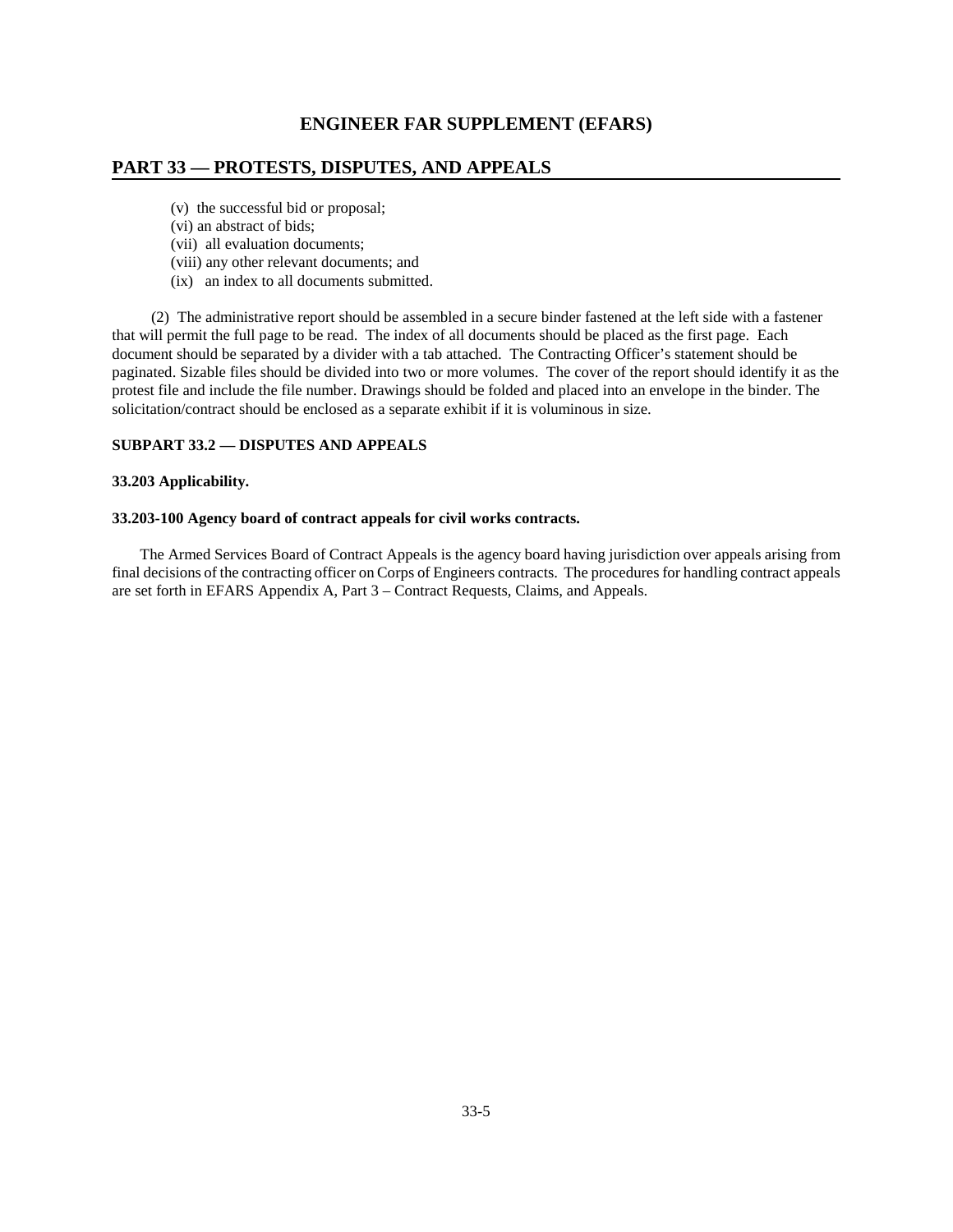(v) the successful bid or proposal;
(vi) an abstract of bids;
(vii) all evaluation documents;
(viii) any other relevant documents; and
(ix) an index to all documents submitted.

(2) The administrative report should be assembled in a secure binder fastened at the left side with a fastener that will permit the full page to be read. The index of all documents should be placed as the first page. Each document should be separated by a divider with a tab attached. The Contracting Officer's statement should be paginated. Sizable files should be divided into two or more volumes. The cover of the report should identify it as the protest file and include the file number. Drawings should be folded and placed into an envelope in the binder. The solicitation/contract should be enclosed as a separate exhibit if it is voluminous in size.

### SUBPART 33.2 — DISPUTES AND APPEALS

#### 33.203 Applicability.

#### 33.203-100 Agency board of contract appeals for civil works contracts.

The Armed Services Board of Contract Appeals is the agency board having jurisdiction over appeals arising from final decisions of the contracting officer on Corps of Engineers contracts. The procedures for handling contract appeals are set forth in EFARS Appendix A, Part 3 – Contract Requests, Claims, and Appeals.